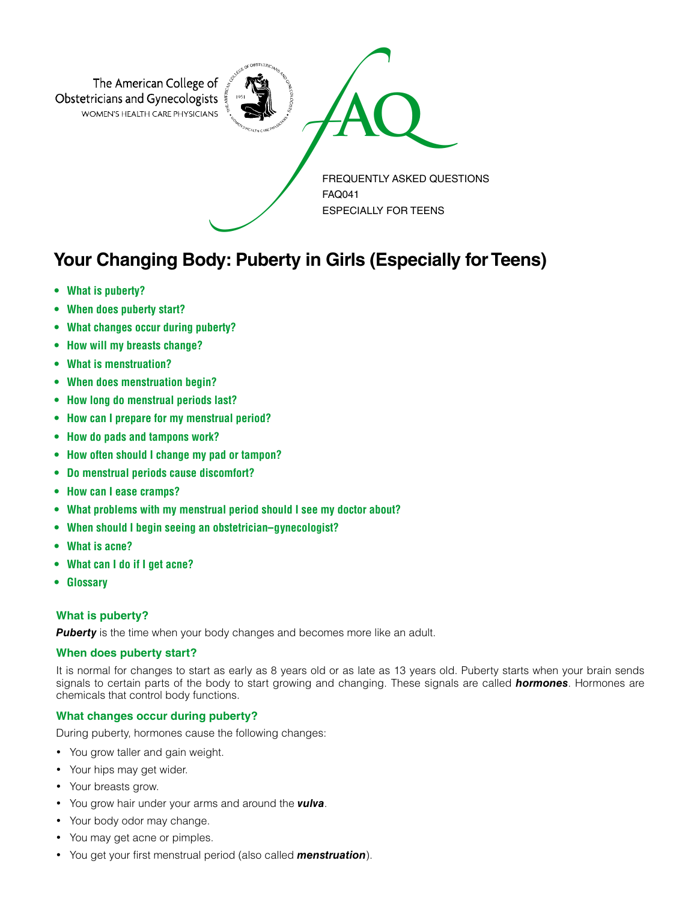The American College of Obstetricians and Gynecologists
WOMEN'S HEALTH CARE PHYSICIANS

FAQ

FREQUENTLY ASKED QUESTIONS
FAQ041
ESPECIALLY FOR TEENS

# Your Changing Body: Puberty in Girls (Especially for Teens)

- **What is puberty?**
- **When does puberty start?**
- **What changes occur during puberty?**
- **How will my breasts change?**
- **What is menstruation?**
- **When does menstruation begin?**
- **How long do menstrual periods last?**
- **How can I prepare for my menstrual period?**
- **How do pads and tampons work?**
- **How often should I change my pad or tampon?**
- **Do menstrual periods cause discomfort?**
- **How can I ease cramps?**
- **What problems with my menstrual period should I see my doctor about?**
- **When should I begin seeing an obstetrician–gynecologist?**
- **What is acne?**
- **What can I do if I get acne?**
- **Glossary**

### What is puberty?

***Puberty*** is the time when your body changes and becomes more like an adult.

### When does puberty start?

It is normal for changes to start as early as 8 years old or as late as 13 years old. Puberty starts when your brain sends signals to certain parts of the body to start growing and changing. These signals are called ***hormones***. Hormones are chemicals that control body functions.

### What changes occur during puberty?

During puberty, hormones cause the following changes:

- You grow taller and gain weight.
- Your hips may get wider.
- Your breasts grow.
- You grow hair under your arms and around the ***vulva***.
- Your body odor may change.
- You may get acne or pimples.
- You get your first menstrual period (also called ***menstruation***).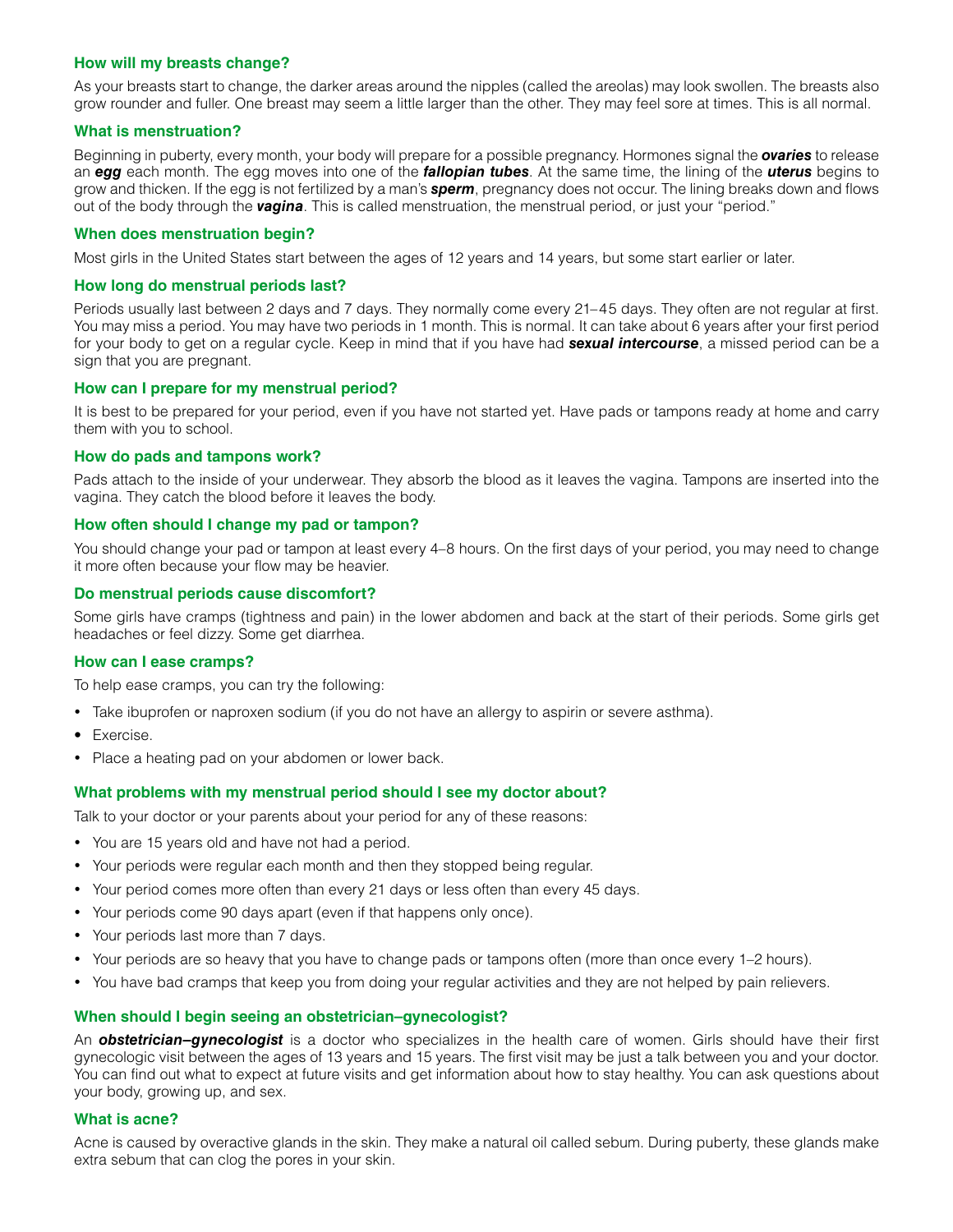### How will my breasts change?

As your breasts start to change, the darker areas around the nipples (called the areolas) may look swollen. The breasts also grow rounder and fuller. One breast may seem a little larger than the other. They may feel sore at times. This is all normal.

### What is menstruation?

Beginning in puberty, every month, your body will prepare for a possible pregnancy. Hormones signal the ***ovaries*** to release an ***egg*** each month. The egg moves into one of the ***fallopian tubes***. At the same time, the lining of the ***uterus*** begins to grow and thicken. If the egg is not fertilized by a man's ***sperm***, pregnancy does not occur. The lining breaks down and flows out of the body through the ***vagina***. This is called menstruation, the menstrual period, or just your "period."

### When does menstruation begin?

Most girls in the United States start between the ages of 12 years and 14 years, but some start earlier or later.

### How long do menstrual periods last?

Periods usually last between 2 days and 7 days. They normally come every 21–45 days. They often are not regular at first. You may miss a period. You may have two periods in 1 month. This is normal. It can take about 6 years after your first period for your body to get on a regular cycle. Keep in mind that if you have had ***sexual intercourse***, a missed period can be a sign that you are pregnant.

### How can I prepare for my menstrual period?

It is best to be prepared for your period, even if you have not started yet. Have pads or tampons ready at home and carry them with you to school.

### How do pads and tampons work?

Pads attach to the inside of your underwear. They absorb the blood as it leaves the vagina. Tampons are inserted into the vagina. They catch the blood before it leaves the body.

### How often should I change my pad or tampon?

You should change your pad or tampon at least every 4–8 hours. On the first days of your period, you may need to change it more often because your flow may be heavier.

### Do menstrual periods cause discomfort?

Some girls have cramps (tightness and pain) in the lower abdomen and back at the start of their periods. Some girls get headaches or feel dizzy. Some get diarrhea.

### How can I ease cramps?

To help ease cramps, you can try the following:

- Take ibuprofen or naproxen sodium (if you do not have an allergy to aspirin or severe asthma).
- Exercise.
- Place a heating pad on your abdomen or lower back.

### What problems with my menstrual period should I see my doctor about?

Talk to your doctor or your parents about your period for any of these reasons:

- You are 15 years old and have not had a period.
- Your periods were regular each month and then they stopped being regular.
- Your period comes more often than every 21 days or less often than every 45 days.
- Your periods come 90 days apart (even if that happens only once).
- Your periods last more than 7 days.
- Your periods are so heavy that you have to change pads or tampons often (more than once every 1–2 hours).
- You have bad cramps that keep you from doing your regular activities and they are not helped by pain relievers.

### When should I begin seeing an obstetrician–gynecologist?

An ***obstetrician–gynecologist*** is a doctor who specializes in the health care of women. Girls should have their first gynecologic visit between the ages of 13 years and 15 years. The first visit may be just a talk between you and your doctor. You can find out what to expect at future visits and get information about how to stay healthy. You can ask questions about your body, growing up, and sex.

### What is acne?

Acne is caused by overactive glands in the skin. They make a natural oil called sebum. During puberty, these glands make extra sebum that can clog the pores in your skin.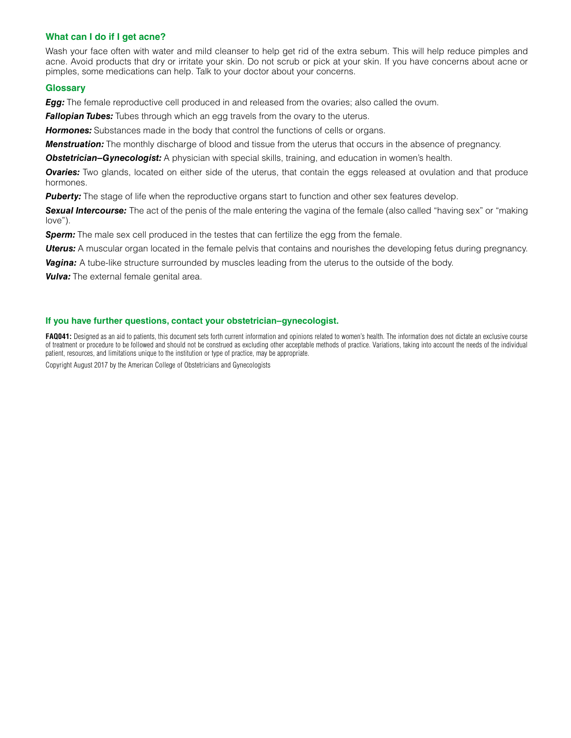## What can I do if I get acne?

Wash your face often with water and mild cleanser to help get rid of the extra sebum. This will help reduce pimples and acne. Avoid products that dry or irritate your skin. Do not scrub or pick at your skin. If you have concerns about acne or pimples, some medications can help. Talk to your doctor about your concerns.

## Glossary

***Egg:*** The female reproductive cell produced in and released from the ovaries; also called the ovum.

***Fallopian Tubes:*** Tubes through which an egg travels from the ovary to the uterus.

***Hormones:*** Substances made in the body that control the functions of cells or organs.

***Menstruation:*** The monthly discharge of blood and tissue from the uterus that occurs in the absence of pregnancy.

***Obstetrician–Gynecologist:*** A physician with special skills, training, and education in women's health.

***Ovaries:*** Two glands, located on either side of the uterus, that contain the eggs released at ovulation and that produce hormones.

***Puberty:*** The stage of life when the reproductive organs start to function and other sex features develop.

***Sexual Intercourse:*** The act of the penis of the male entering the vagina of the female (also called "having sex" or "making love").

***Sperm:*** The male sex cell produced in the testes that can fertilize the egg from the female.

***Uterus:*** A muscular organ located in the female pelvis that contains and nourishes the developing fetus during pregnancy.

***Vagina:*** A tube-like structure surrounded by muscles leading from the uterus to the outside of the body.

***Vulva:*** The external female genital area.

**If you have further questions, contact your obstetrician–gynecologist.**

**FAQ041:** Designed as an aid to patients, this document sets forth current information and opinions related to women's health. The information does not dictate an exclusive course of treatment or procedure to be followed and should not be construed as excluding other acceptable methods of practice. Variations, taking into account the needs of the individual patient, resources, and limitations unique to the institution or type of practice, may be appropriate.

Copyright August 2017 by the American College of Obstetricians and Gynecologists